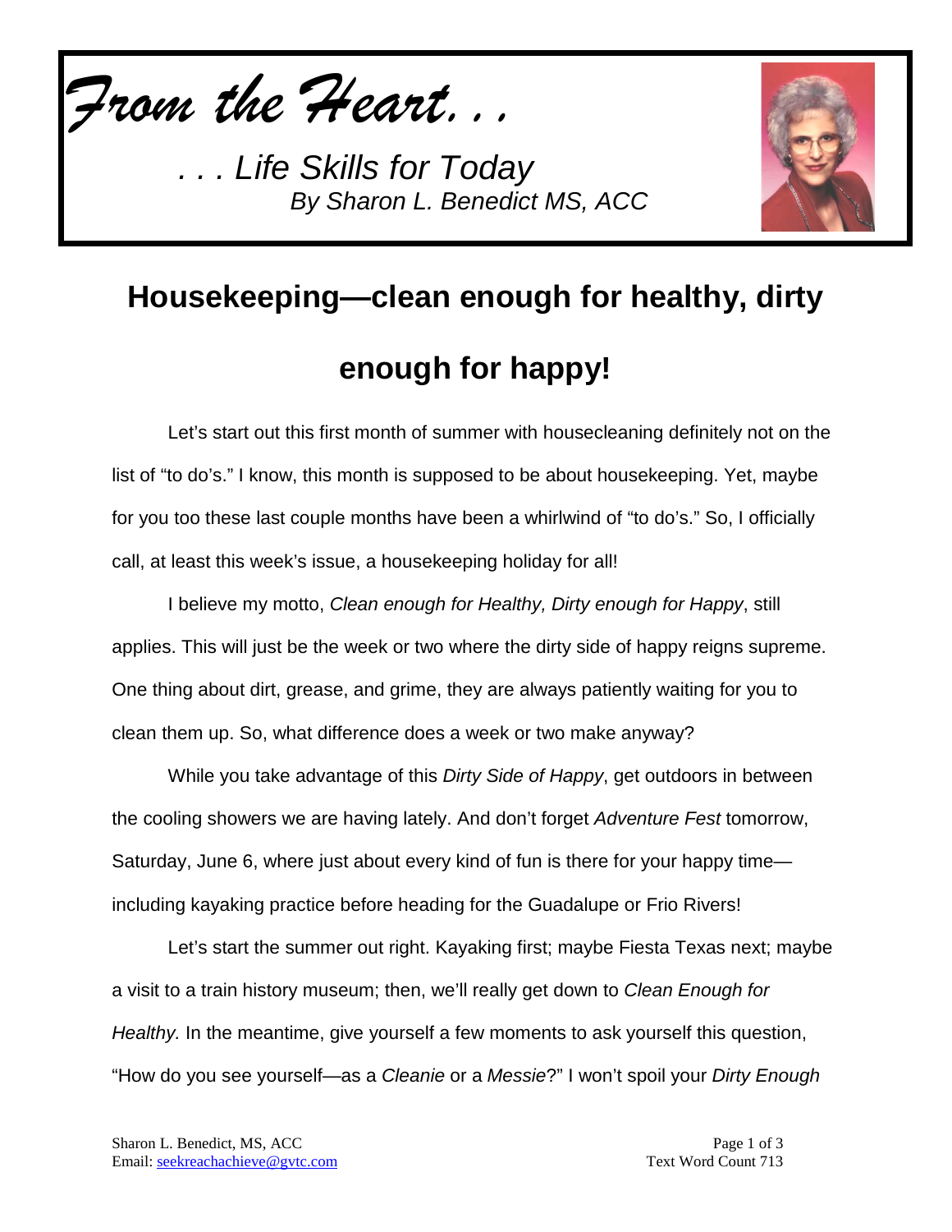*From the Heart. . .*

*. . . Life Skills for Today*
*By Sharon L. Benedict MS, ACC*

# Housekeeping—clean enough for healthy, dirty enough for happy!

Let's start out this first month of summer with housecleaning definitely not on the list of "to do's." I know, this month is supposed to be about housekeeping. Yet, maybe for you too these last couple months have been a whirlwind of "to do's." So, I officially call, at least this week's issue, a housekeeping holiday for all!

I believe my motto, *Clean enough for Healthy, Dirty enough for Happy*, still applies. This will just be the week or two where the dirty side of happy reigns supreme. One thing about dirt, grease, and grime, they are always patiently waiting for you to clean them up. So, what difference does a week or two make anyway?

While you take advantage of this *Dirty Side of Happy*, get outdoors in between the cooling showers we are having lately. And don't forget *Adventure Fest* tomorrow, Saturday, June 6, where just about every kind of fun is there for your happy time—including kayaking practice before heading for the Guadalupe or Frio Rivers!

Let's start the summer out right. Kayaking first; maybe Fiesta Texas next; maybe a visit to a train history museum; then, we'll really get down to *Clean Enough for Healthy.* In the meantime, give yourself a few moments to ask yourself this question, "How do you see yourself—as a *Cleanie* or a *Messie*?" I won't spoil your *Dirty Enough*

Sharon L. Benedict, MS, ACC
Email: seekreachachieve@gvtc.com

Text Word Count 713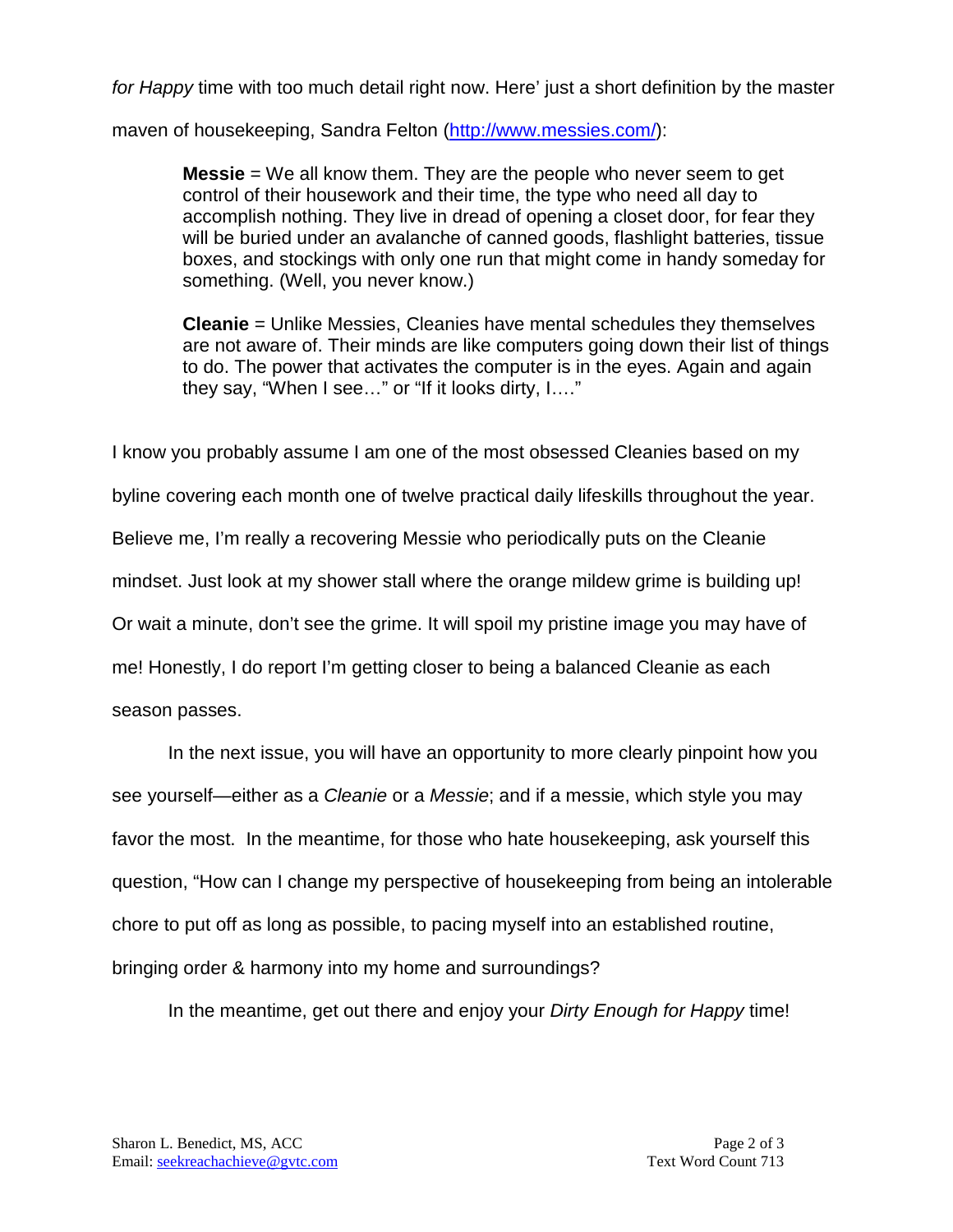*for Happy* time with too much detail right now. Here' just a short definition by the master maven of housekeeping, Sandra Felton (http://www.messies.com/):

> **Messie** = We all know them. They are the people who never seem to get control of their housework and their time, the type who need all day to accomplish nothing. They live in dread of opening a closet door, for fear they will be buried under an avalanche of canned goods, flashlight batteries, tissue boxes, and stockings with only one run that might come in handy someday for something. (Well, you never know.)
>
> **Cleanie** = Unlike Messies, Cleanies have mental schedules they themselves are not aware of. Their minds are like computers going down their list of things to do. The power that activates the computer is in the eyes. Again and again they say, "When I see…" or "If it looks dirty, I…."

I know you probably assume I am one of the most obsessed Cleanies based on my byline covering each month one of twelve practical daily lifeskills throughout the year. Believe me, I'm really a recovering Messie who periodically puts on the Cleanie mindset. Just look at my shower stall where the orange mildew grime is building up! Or wait a minute, don't see the grime. It will spoil my pristine image you may have of me! Honestly, I do report I'm getting closer to being a balanced Cleanie as each season passes.

In the next issue, you will have an opportunity to more clearly pinpoint how you see yourself—either as a *Cleanie* or a *Messie*; and if a messie, which style you may favor the most. In the meantime, for those who hate housekeeping, ask yourself this question, "How can I change my perspective of housekeeping from being an intolerable chore to put off as long as possible, to pacing myself into an established routine, bringing order & harmony into my home and surroundings?

In the meantime, get out there and enjoy your *Dirty Enough for Happy* time!

Sharon L. Benedict, MS, ACC
Email: seekreachachieve@gvtc.com

Text Word Count 713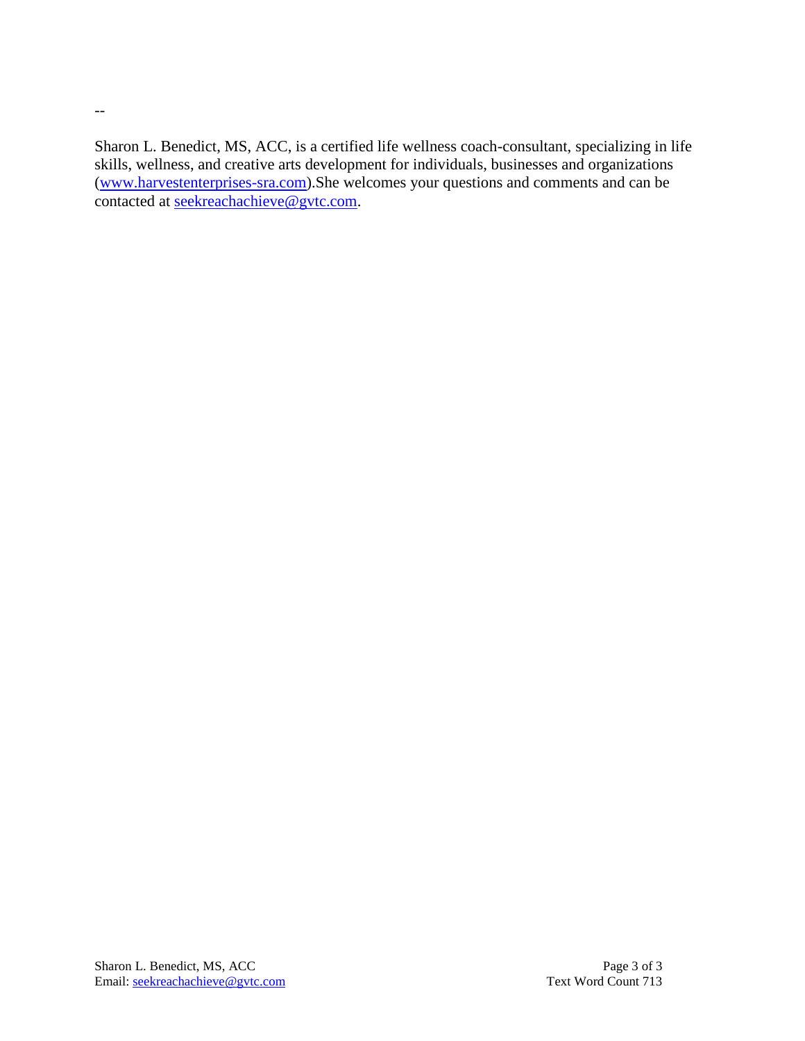--

Sharon L. Benedict, MS, ACC, is a certified life wellness coach-consultant, specializing in life skills, wellness, and creative arts development for individuals, businesses and organizations (www.harvestenterprises-sra.com).She welcomes your questions and comments and can be contacted at seekreachachieve@gvtc.com.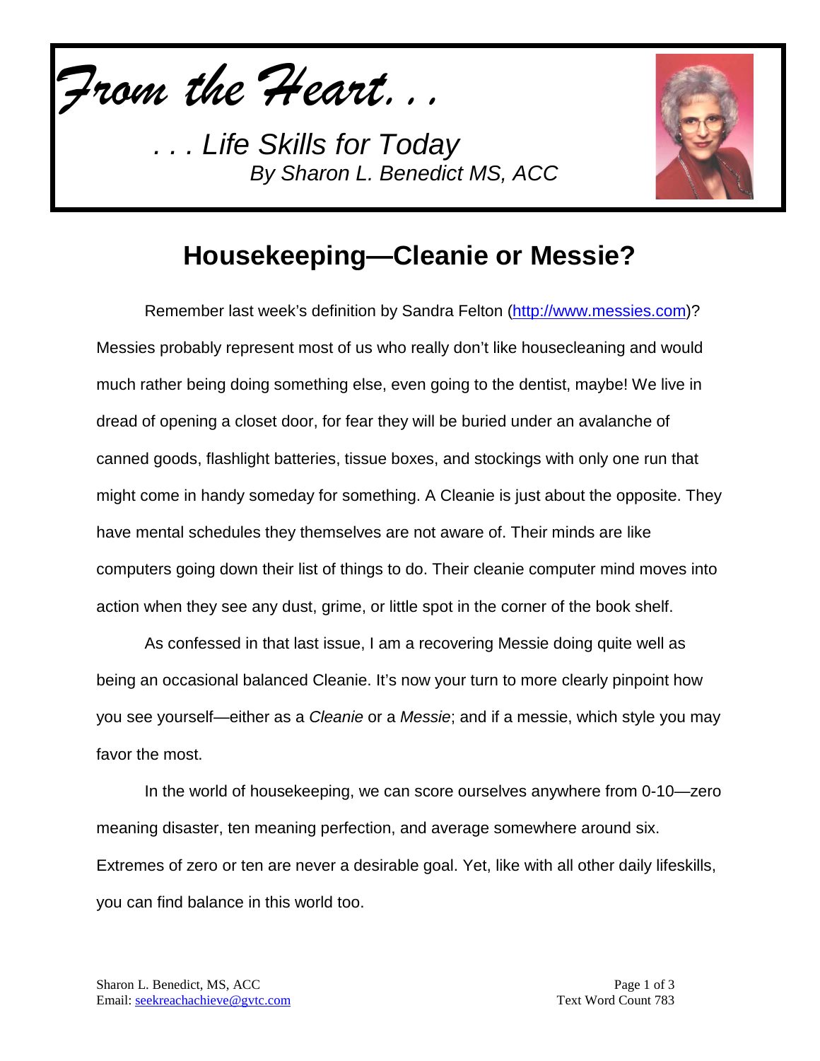*From the Heart. . .*

*. . . Life Skills for Today*
*By Sharon L. Benedict MS, ACC*

# Housekeeping—Cleanie or Messie?

Remember last week's definition by Sandra Felton (http://www.messies.com)? Messies probably represent most of us who really don't like housecleaning and would much rather being doing something else, even going to the dentist, maybe! We live in dread of opening a closet door, for fear they will be buried under an avalanche of canned goods, flashlight batteries, tissue boxes, and stockings with only one run that might come in handy someday for something. A Cleanie is just about the opposite. They have mental schedules they themselves are not aware of. Their minds are like computers going down their list of things to do. Their cleanie computer mind moves into action when they see any dust, grime, or little spot in the corner of the book shelf.

As confessed in that last issue, I am a recovering Messie doing quite well as being an occasional balanced Cleanie. It's now your turn to more clearly pinpoint how you see yourself—either as a *Cleanie* or a *Messie*; and if a messie, which style you may favor the most.

In the world of housekeeping, we can score ourselves anywhere from 0-10—zero meaning disaster, ten meaning perfection, and average somewhere around six. Extremes of zero or ten are never a desirable goal. Yet, like with all other daily lifeskills, you can find balance in this world too.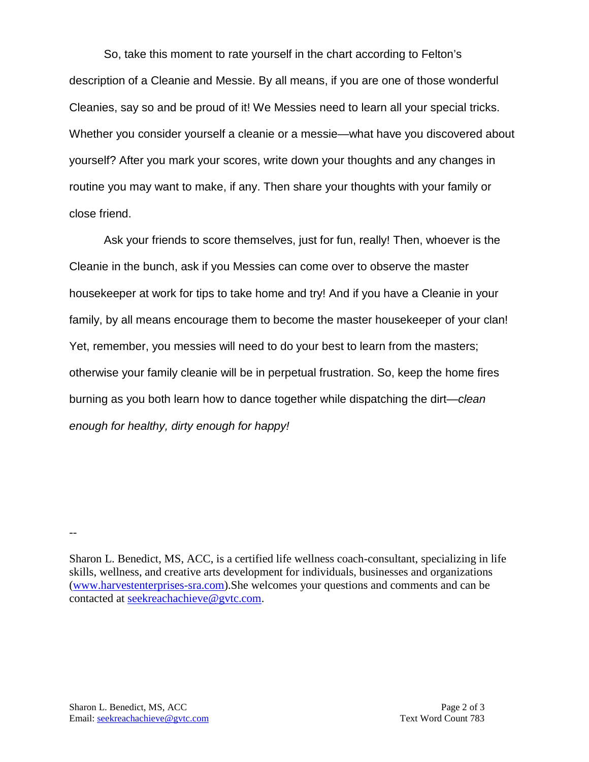So, take this moment to rate yourself in the chart according to Felton's description of a Cleanie and Messie. By all means, if you are one of those wonderful Cleanies, say so and be proud of it! We Messies need to learn all your special tricks. Whether you consider yourself a cleanie or a messie—what have you discovered about yourself? After you mark your scores, write down your thoughts and any changes in routine you may want to make, if any. Then share your thoughts with your family or close friend.

Ask your friends to score themselves, just for fun, really! Then, whoever is the Cleanie in the bunch, ask if you Messies can come over to observe the master housekeeper at work for tips to take home and try! And if you have a Cleanie in your family, by all means encourage them to become the master housekeeper of your clan! Yet, remember, you messies will need to do your best to learn from the masters; otherwise your family cleanie will be in perpetual frustration. So, keep the home fires burning as you both learn how to dance together while dispatching the dirt—*clean enough for healthy, dirty enough for happy!*

--

Sharon L. Benedict, MS, ACC, is a certified life wellness coach-consultant, specializing in life skills, wellness, and creative arts development for individuals, businesses and organizations (www.harvestenterprises-sra.com).She welcomes your questions and comments and can be contacted at seekreachachieve@gvtc.com.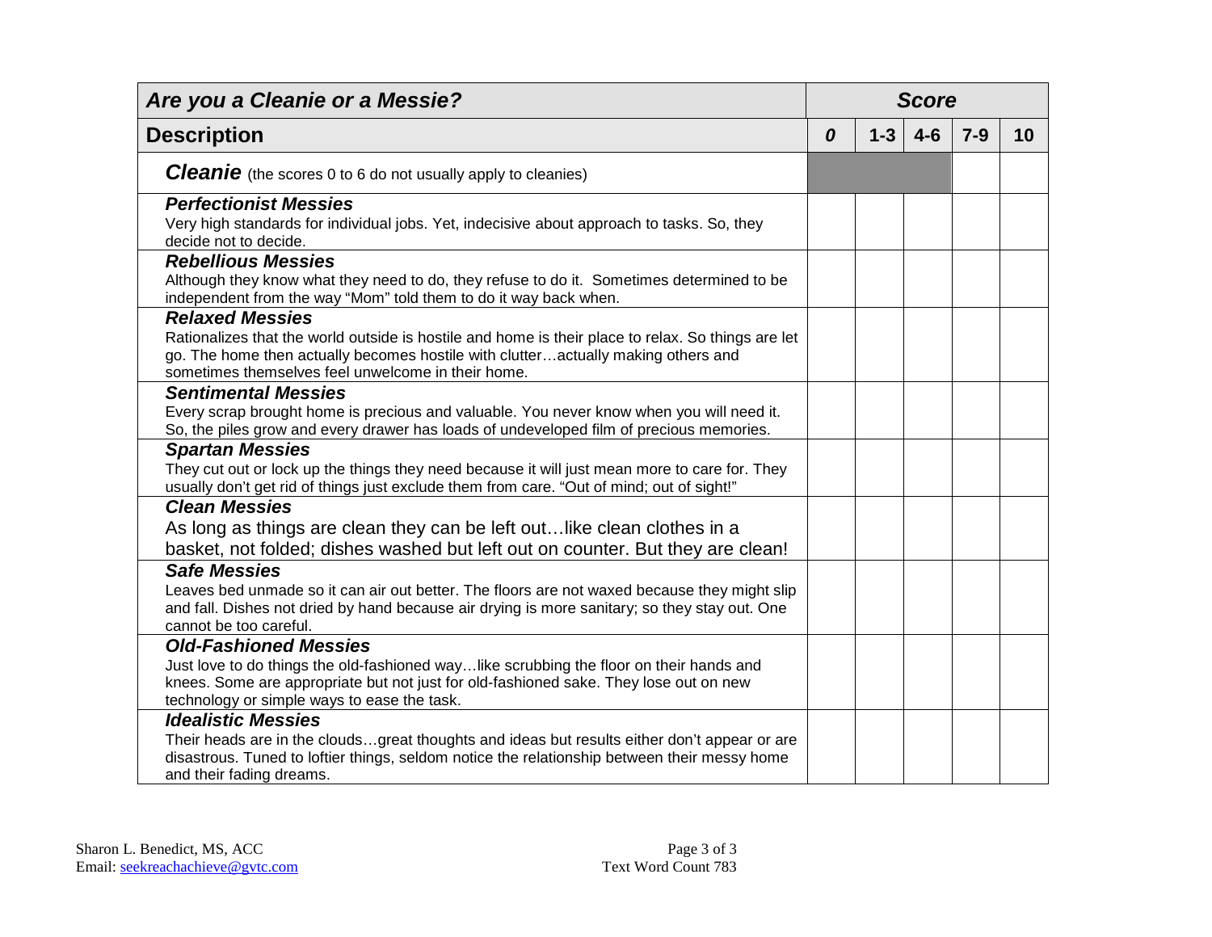| *Are you a Cleanie or a Messie?* | *Score* | | | | |
|---|---|---|---|---|---|
| **Description** | ***0*** | **1-3** | **4-6** | **7-9** | **10** |
| ***Cleanie*** (the scores 0 to 6 do not usually apply to cleanies) | | | | | |
| ***Perfectionist Messies*** Very high standards for individual jobs. Yet, indecisive about approach to tasks. So, they decide not to decide. | | | | | |
| ***Rebellious Messies*** Although they know what they need to do, they refuse to do it. Sometimes determined to be independent from the way "Mom" told them to do it way back when. | | | | | |
| ***Relaxed Messies*** Rationalizes that the world outside is hostile and home is their place to relax. So things are let go. The home then actually becomes hostile with clutter…actually making others and sometimes themselves feel unwelcome in their home. | | | | | |
| ***Sentimental Messies*** Every scrap brought home is precious and valuable. You never know when you will need it. So, the piles grow and every drawer has loads of undeveloped film of precious memories. | | | | | |
| ***Spartan Messies*** They cut out or lock up the things they need because it will just mean more to care for. They usually don't get rid of things just exclude them from care. "Out of mind; out of sight!" | | | | | |
| ***Clean Messies*** As long as things are clean they can be left out…like clean clothes in a basket, not folded; dishes washed but left out on counter. But they are clean! | | | | | |
| ***Safe Messies*** Leaves bed unmade so it can air out better. The floors are not waxed because they might slip and fall. Dishes not dried by hand because air drying is more sanitary; so they stay out. One cannot be too careful. | | | | | |
| ***Old-Fashioned Messies*** Just love to do things the old-fashioned way…like scrubbing the floor on their hands and knees. Some are appropriate but not just for old-fashioned sake. They lose out on new technology or simple ways to ease the task. | | | | | |
| ***Idealistic Messies*** Their heads are in the clouds…great thoughts and ideas but results either don't appear or are disastrous. Tuned to loftier things, seldom notice the relationship between their messy home and their fading dreams. | | | | | |

Sharon L. Benedict, MS, ACC
Email: seekreachachieve@gvtc.com

Text Word Count 783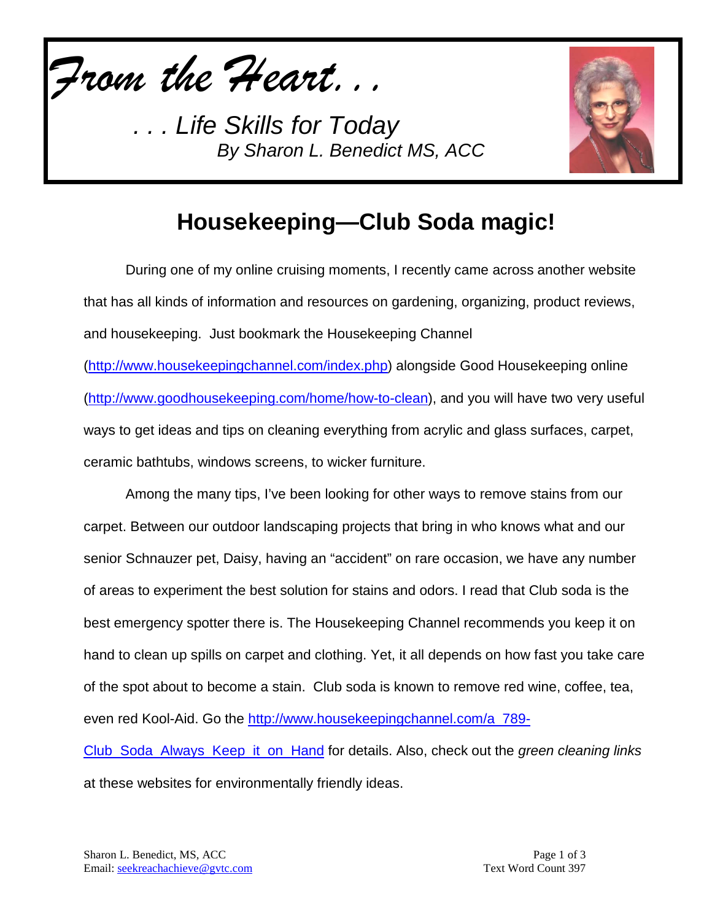*From the Heart…*

*. . . Life Skills for Today*
*By Sharon L. Benedict MS, ACC*

# Housekeeping—Club Soda magic!

During one of my online cruising moments, I recently came across another website that has all kinds of information and resources on gardening, organizing, product reviews, and housekeeping. Just bookmark the Housekeeping Channel (http://www.housekeepingchannel.com/index.php) alongside Good Housekeeping online (http://www.goodhousekeeping.com/home/how-to-clean), and you will have two very useful ways to get ideas and tips on cleaning everything from acrylic and glass surfaces, carpet, ceramic bathtubs, windows screens, to wicker furniture.

Among the many tips, I've been looking for other ways to remove stains from our carpet. Between our outdoor landscaping projects that bring in who knows what and our senior Schnauzer pet, Daisy, having an "accident" on rare occasion, we have any number of areas to experiment the best solution for stains and odors. I read that Club soda is the best emergency spotter there is. The Housekeeping Channel recommends you keep it on hand to clean up spills on carpet and clothing. Yet, it all depends on how fast you take care of the spot about to become a stain. Club soda is known to remove red wine, coffee, tea, even red Kool-Aid. Go the http://www.housekeepingchannel.com/a_789-Club_Soda_Always_Keep_it_on_Hand for details. Also, check out the *green cleaning links* at these websites for environmentally friendly ideas.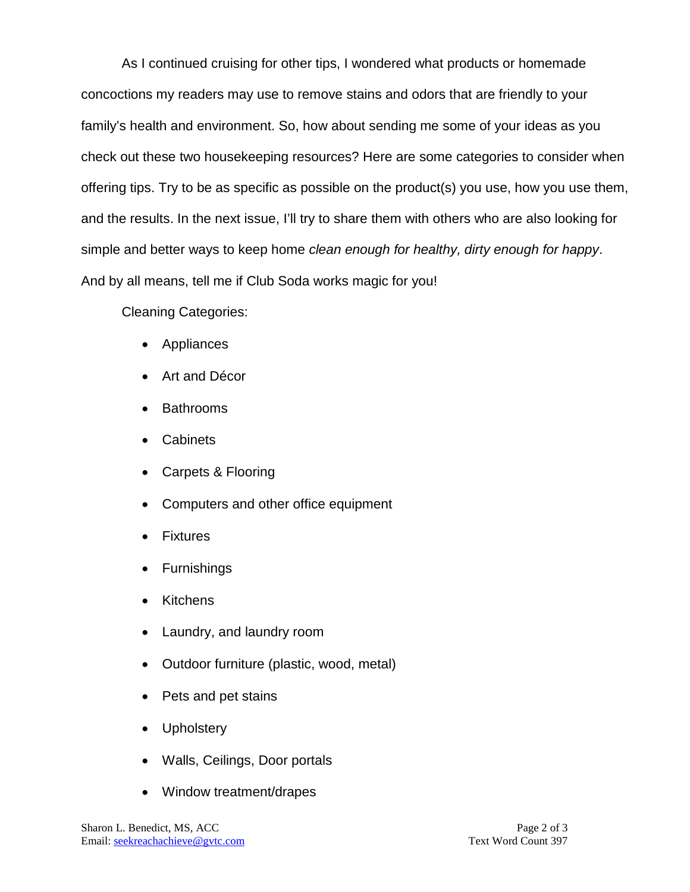As I continued cruising for other tips, I wondered what products or homemade concoctions my readers may use to remove stains and odors that are friendly to your family's health and environment. So, how about sending me some of your ideas as you check out these two housekeeping resources? Here are some categories to consider when offering tips. Try to be as specific as possible on the product(s) you use, how you use them, and the results. In the next issue, I'll try to share them with others who are also looking for simple and better ways to keep home *clean enough for healthy, dirty enough for happy*. And by all means, tell me if Club Soda works magic for you!

Cleaning Categories:

- Appliances
- Art and Décor
- Bathrooms
- Cabinets
- Carpets & Flooring
- Computers and other office equipment
- Fixtures
- Furnishings
- Kitchens
- Laundry, and laundry room
- Outdoor furniture (plastic, wood, metal)
- Pets and pet stains
- Upholstery
- Walls, Ceilings, Door portals
- Window treatment/drapes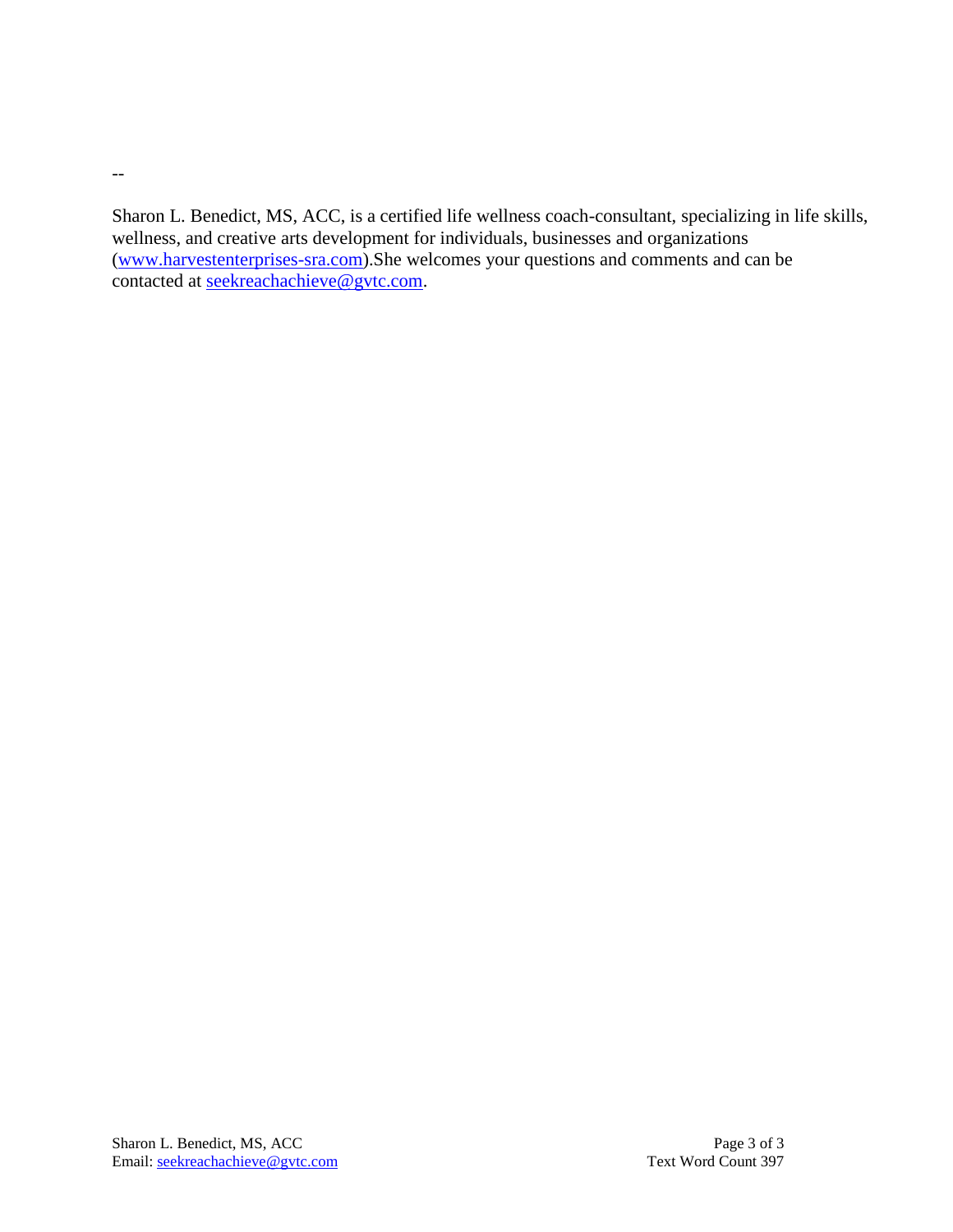--

Sharon L. Benedict, MS, ACC, is a certified life wellness coach-consultant, specializing in life skills, wellness, and creative arts development for individuals, businesses and organizations (www.harvestenterprises-sra.com).She welcomes your questions and comments and can be contacted at seekreachachieve@gvtc.com.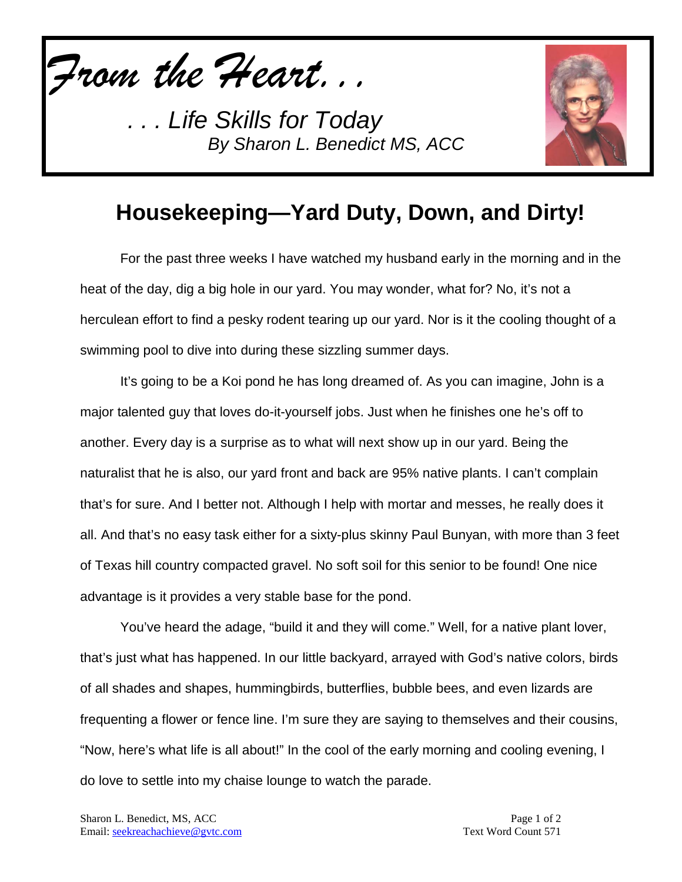*From the Heart. . .*

*. . . Life Skills for Today*
*By Sharon L. Benedict MS, ACC*

# Housekeeping—Yard Duty, Down, and Dirty!

For the past three weeks I have watched my husband early in the morning and in the heat of the day, dig a big hole in our yard. You may wonder, what for? No, it's not a herculean effort to find a pesky rodent tearing up our yard. Nor is it the cooling thought of a swimming pool to dive into during these sizzling summer days.

It's going to be a Koi pond he has long dreamed of. As you can imagine, John is a major talented guy that loves do-it-yourself jobs. Just when he finishes one he's off to another. Every day is a surprise as to what will next show up in our yard. Being the naturalist that he is also, our yard front and back are 95% native plants. I can't complain that's for sure. And I better not. Although I help with mortar and messes, he really does it all. And that's no easy task either for a sixty-plus skinny Paul Bunyan, with more than 3 feet of Texas hill country compacted gravel. No soft soil for this senior to be found! One nice advantage is it provides a very stable base for the pond.

You've heard the adage, "build it and they will come." Well, for a native plant lover, that's just what has happened. In our little backyard, arrayed with God's native colors, birds of all shades and shapes, hummingbirds, butterflies, bubble bees, and even lizards are frequenting a flower or fence line. I'm sure they are saying to themselves and their cousins, "Now, here's what life is all about!" In the cool of the early morning and cooling evening, I do love to settle into my chaise lounge to watch the parade.

Sharon L. Benedict, MS, ACC
Email: seekreachachieve@gvtc.com

Text Word Count 571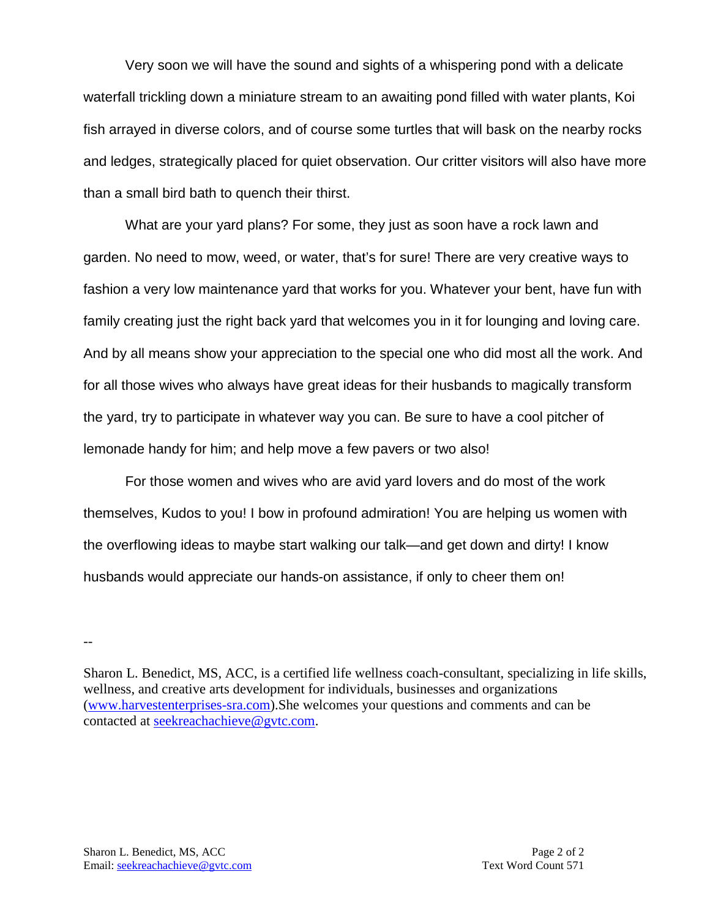Very soon we will have the sound and sights of a whispering pond with a delicate waterfall trickling down a miniature stream to an awaiting pond filled with water plants, Koi fish arrayed in diverse colors, and of course some turtles that will bask on the nearby rocks and ledges, strategically placed for quiet observation. Our critter visitors will also have more than a small bird bath to quench their thirst.

What are your yard plans? For some, they just as soon have a rock lawn and garden. No need to mow, weed, or water, that's for sure! There are very creative ways to fashion a very low maintenance yard that works for you. Whatever your bent, have fun with family creating just the right back yard that welcomes you in it for lounging and loving care. And by all means show your appreciation to the special one who did most all the work. And for all those wives who always have great ideas for their husbands to magically transform the yard, try to participate in whatever way you can. Be sure to have a cool pitcher of lemonade handy for him; and help move a few pavers or two also!

For those women and wives who are avid yard lovers and do most of the work themselves, Kudos to you! I bow in profound admiration! You are helping us women with the overflowing ideas to maybe start walking our talk—and get down and dirty! I know husbands would appreciate our hands-on assistance, if only to cheer them on!

--

Sharon L. Benedict, MS, ACC, is a certified life wellness coach-consultant, specializing in life skills, wellness, and creative arts development for individuals, businesses and organizations (www.harvestenterprises-sra.com).She welcomes your questions and comments and can be contacted at seekreachachieve@gvtc.com.